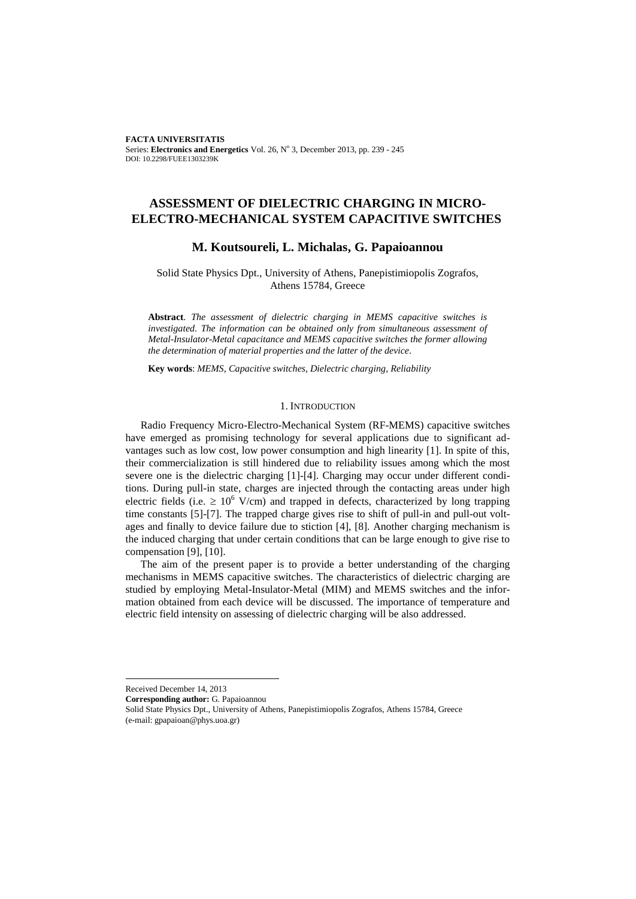# ASSESSMENT OF DIELECTRIC CHARGING IN MICRO-ELECTRO-MECHANICAL SYSTEM CAPACITIVE SWITCHES

## M. Koutsoureli, L. Michalas, G. Papaioannou

Solid State Physics Dpt., University of Athens, Panepistimiopolis Zografos, Athens 15784, Greece

**Abstract**. *The assessment of dielectric charging in MEMS capacitive switches is investigated. The information can be obtained only from simultaneous assessment of Metal-Insulator-Metal capacitance and MEMS capacitive switches the former allowing the determination of material properties and the latter of the device*.

**Key words**: *MEMS, Capacitive switches, Dielectric charging, Reliability*

### 1. Introduction

Radio Frequency Micro-Electro-Mechanical System (RF-MEMS) capacitive switches have emerged as promising technology for several applications due to significant advantages such as low cost, low power consumption and high linearity [1]. In spite of this, their commercialization is still hindered due to reliability issues among which the most severe one is the dielectric charging [1]-[4]. Charging may occur under different conditions. During pull-in state, charges are injected through the contacting areas under high electric fields (i.e. $\geq 10^6$ V/cm) and trapped in defects, characterized by long trapping time constants [5]-[7]. The trapped charge gives rise to shift of pull-in and pull-out voltages and finally to device failure due to stiction [4], [8]. Another charging mechanism is the induced charging that under certain conditions that can be large enough to give rise to compensation [9], [10].

The aim of the present paper is to provide a better understanding of the charging mechanisms in MEMS capacitive switches. The characteristics of dielectric charging are studied by employing Metal-Insulator-Metal (MIM) and MEMS switches and the information obtained from each device will be discussed. The importance of temperature and electric field intensity on assessing of dielectric charging will be also addressed.

Received December 14, 2013

**Corresponding author:** G. Papaioannou

Solid State Physics Dpt., University of Athens, Panepistimiopolis Zografos, Athens 15784, Greece

(e-mail: gpapaioan@phys.uoa.gr)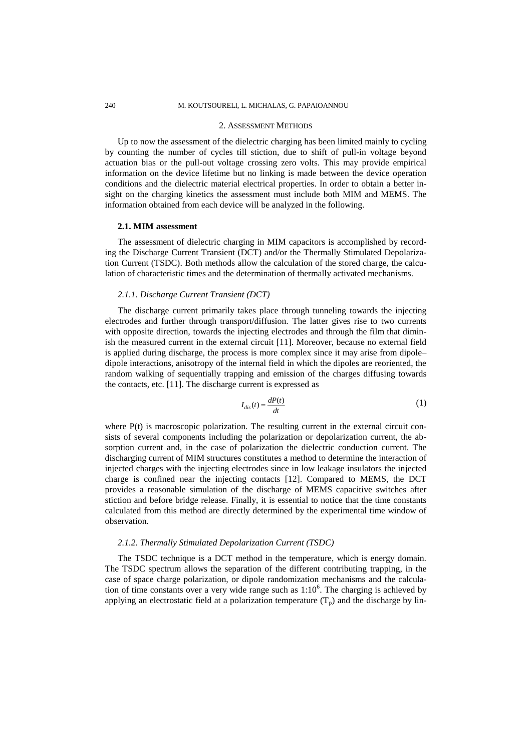## 2. Assessment Methods

Up to now the assessment of the dielectric charging has been limited mainly to cycling by counting the number of cycles till stiction, due to shift of pull-in voltage beyond actuation bias or the pull-out voltage crossing zero volts. This may provide empirical information on the device lifetime but no linking is made between the device operation conditions and the dielectric material electrical properties. In order to obtain a better insight on the charging kinetics the assessment must include both MIM and MEMS. The information obtained from each device will be analyzed in the following.

### 2.1. MIM assessment

The assessment of dielectric charging in MIM capacitors is accomplished by recording the Discharge Current Transient (DCT) and/or the Thermally Stimulated Depolarization Current (TSDC). Both methods allow the calculation of the stored charge, the calculation of characteristic times and the determination of thermally activated mechanisms.

#### *2.1.1. Discharge Current Transient (DCT)*

The discharge current primarily takes place through tunneling towards the injecting electrodes and further through transport/diffusion. The latter gives rise to two currents with opposite direction, towards the injecting electrodes and through the film that diminish the measured current in the external circuit [11]. Moreover, because no external field is applied during discharge, the process is more complex since it may arise from dipole–dipole interactions, anisotropy of the internal field in which the dipoles are reoriented, the random walking of sequentially trapping and emission of the charges diffusing towards the contacts, etc. [11]. The discharge current is expressed as

$$I_{dis}(t) = \frac{dP(t)}{dt} \tag{1}$$

where P(t) is macroscopic polarization. The resulting current in the external circuit consists of several components including the polarization or depolarization current, the absorption current and, in the case of polarization the dielectric conduction current. The discharging current of MIM structures constitutes a method to determine the interaction of injected charges with the injecting electrodes since in low leakage insulators the injected charge is confined near the injecting contacts [12]. Compared to MEMS, the DCT provides a reasonable simulation of the discharge of MEMS capacitive switches after stiction and before bridge release. Finally, it is essential to notice that the time constants calculated from this method are directly determined by the experimental time window of observation.

#### *2.1.2. Thermally Stimulated Depolarization Current (TSDC)*

The TSDC technique is a DCT method in the temperature, which is energy domain. The TSDC spectrum allows the separation of the different contributing trapping, in the case of space charge polarization, or dipole randomization mechanisms and the calculation of time constants over a very wide range such as $1{:}10^6$. The charging is achieved by applying an electrostatic field at a polarization temperature ($T_p$) and the discharge by lin-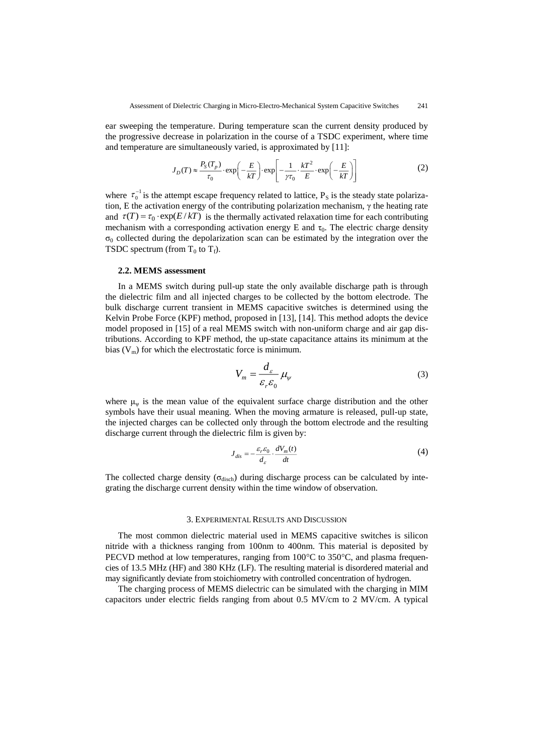ear sweeping the temperature. During temperature scan the current density produced by the progressive decrease in polarization in the course of a TSDC experiment, where time and temperature are simultaneously varied, is approximated by [11]:

$$J_D(T) \approx \frac{P_S(T_p)}{\tau_0} \cdot \exp\left(-\frac{E}{kT}\right) \cdot \exp\left[-\frac{1}{\gamma\tau_0} \cdot \frac{kT^2}{E} \cdot \exp\left(-\frac{E}{kT}\right)\right] \tag{2}$$

where $\tau_0^{-1}$ is the attempt escape frequency related to lattice, $P_S$ is the steady state polarization, E the activation energy of the contributing polarization mechanism, $\gamma$ the heating rate and $\tau(T) = \tau_0 \cdot \exp(E/kT)$ is the thermally activated relaxation time for each contributing mechanism with a corresponding activation energy E and $\tau_0$. The electric charge density $\sigma_0$ collected during the depolarization scan can be estimated by the integration over the TSDC spectrum (from $T_0$ to $T_f$).

### 2.2. MEMS assessment

In a MEMS switch during pull-up state the only available discharge path is through the dielectric film and all injected charges to be collected by the bottom electrode. The bulk discharge current transient in MEMS capacitive switches is determined using the Kelvin Probe Force (KPF) method, proposed in [13], [14]. This method adopts the device model proposed in [15] of a real MEMS switch with non-uniform charge and air gap distributions. According to KPF method, the up-state capacitance attains its minimum at the bias ($V_m$) for which the electrostatic force is minimum.

$$V_m = \frac{d_\varepsilon}{\varepsilon_r \varepsilon_0} \mu_\psi \tag{3}$$

where $\mu_\psi$ is the mean value of the equivalent surface charge distribution and the other symbols have their usual meaning. When the moving armature is released, pull-up state, the injected charges can be collected only through the bottom electrode and the resulting discharge current through the dielectric film is given by:

$$J_{dis} = -\frac{\varepsilon_r \varepsilon_0}{d_\varepsilon} \cdot \frac{dV_m(t)}{dt} \tag{4}$$

The collected charge density ($\sigma_{disch}$) during discharge process can be calculated by integrating the discharge current density within the time window of observation.

## 3. Experimental Results and Discussion

The most common dielectric material used in MEMS capacitive switches is silicon nitride with a thickness ranging from 100nm to 400nm. This material is deposited by PECVD method at low temperatures, ranging from 100°C to 350°C, and plasma frequencies of 13.5 MHz (HF) and 380 KHz (LF). The resulting material is disordered material and may significantly deviate from stoichiometry with controlled concentration of hydrogen.

The charging process of MEMS dielectric can be simulated with the charging in MIM capacitors under electric fields ranging from about 0.5 MV/cm to 2 MV/cm. A typical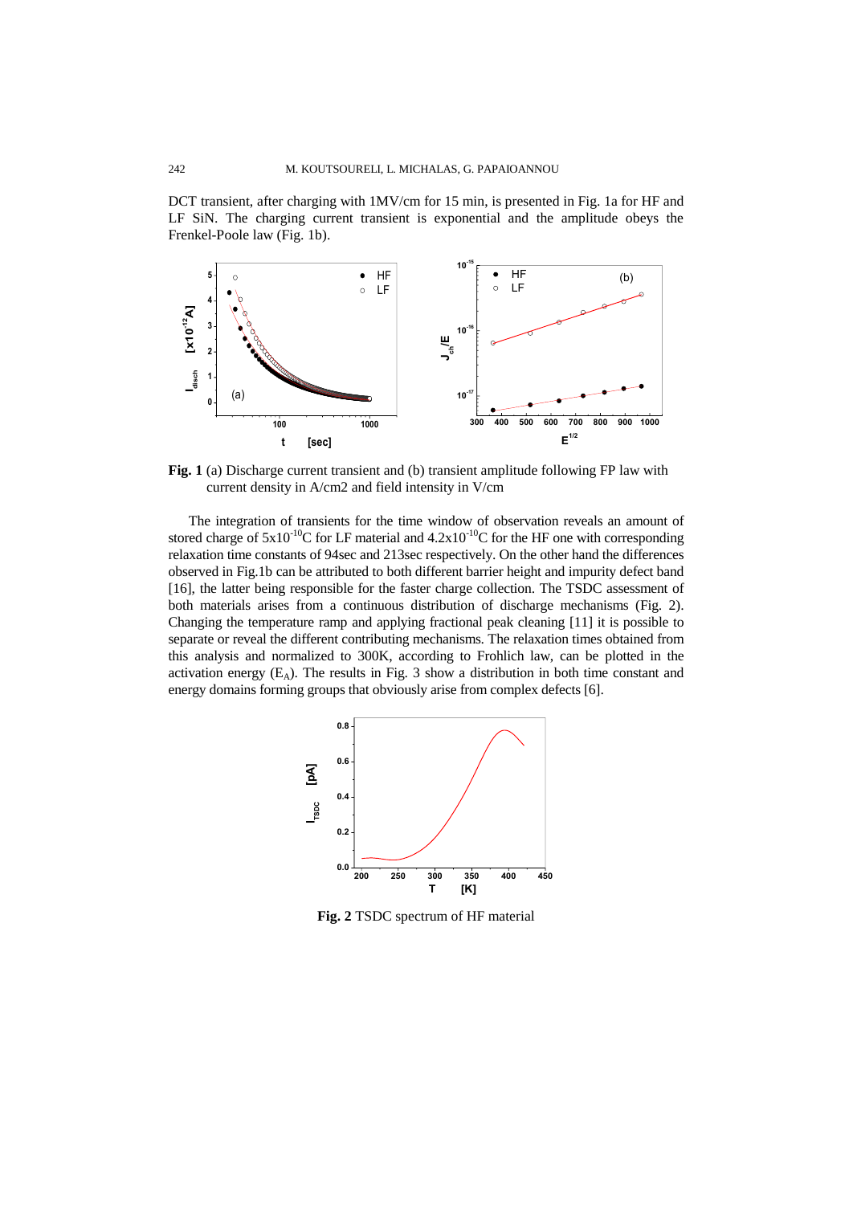DCT transient, after charging with 1MV/cm for 15 min, is presented in Fig. 1a for HF and LF SiN. The charging current transient is exponential and the amplitude obeys the Frenkel-Poole law (Fig. 1b).

**Fig. 1** (a) Discharge current transient and (b) transient amplitude following FP law with current density in A/cm2 and field intensity in V/cm

The integration of transients for the time window of observation reveals an amount of stored charge of $5x10^{-10}$C for LF material and $4.2x10^{-10}$C for the HF one with corresponding relaxation time constants of 94sec and 213sec respectively. On the other hand the differences observed in Fig.1b can be attributed to both different barrier height and impurity defect band [16], the latter being responsible for the faster charge collection. The TSDC assessment of both materials arises from a continuous distribution of discharge mechanisms (Fig. 2). Changing the temperature ramp and applying fractional peak cleaning [11] it is possible to separate or reveal the different contributing mechanisms. The relaxation times obtained from this analysis and normalized to 300K, according to Frohlich law, can be plotted in the activation energy ($E_A$). The results in Fig. 3 show a distribution in both time constant and energy domains forming groups that obviously arise from complex defects [6].

**Fig. 2** TSDC spectrum of HF material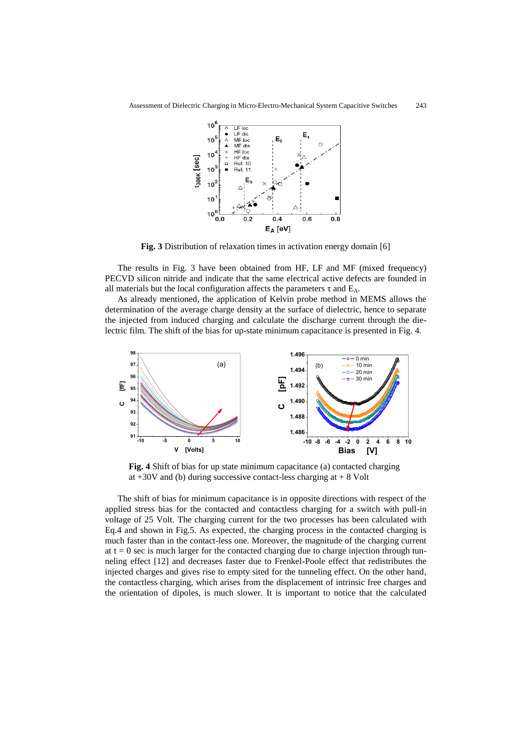**Fig. 3** Distribution of relaxation times in activation energy domain [6]

The results in Fig. 3 have been obtained from HF, LF and MF (mixed frequency) PECVD silicon nitride and indicate that the same electrical active defects are founded in all materials but the local configuration affects the parameters $\tau$ and $E_A$.

As already mentioned, the application of Kelvin probe method in MEMS allows the determination of the average charge density at the surface of dielectric, hence to separate the injected from induced charging and calculate the discharge current through the dielectric film. The shift of the bias for up-state minimum capacitance is presented in Fig. 4.

**Fig. 4** Shift of bias for up state minimum capacitance (a) contacted charging at +30V and (b) during successive contact-less charging at + 8 Volt

The shift of bias for minimum capacitance is in opposite directions with respect of the applied stress bias for the contacted and contactless charging for a switch with pull-in voltage of 25 Volt. The charging current for the two processes has been calculated with Eq.4 and shown in Fig.5. As expected, the charging process in the contacted charging is much faster than in the contact-less one. Moreover, the magnitude of the charging current at t = 0 sec is much larger for the contacted charging due to charge injection through tunneling effect [12] and decreases faster due to Frenkel-Poole effect that redistributes the injected charges and gives rise to empty sited for the tunneling effect. On the other hand, the contactless charging, which arises from the displacement of intrinsic free charges and the orientation of dipoles, is much slower. It is important to notice that the calculated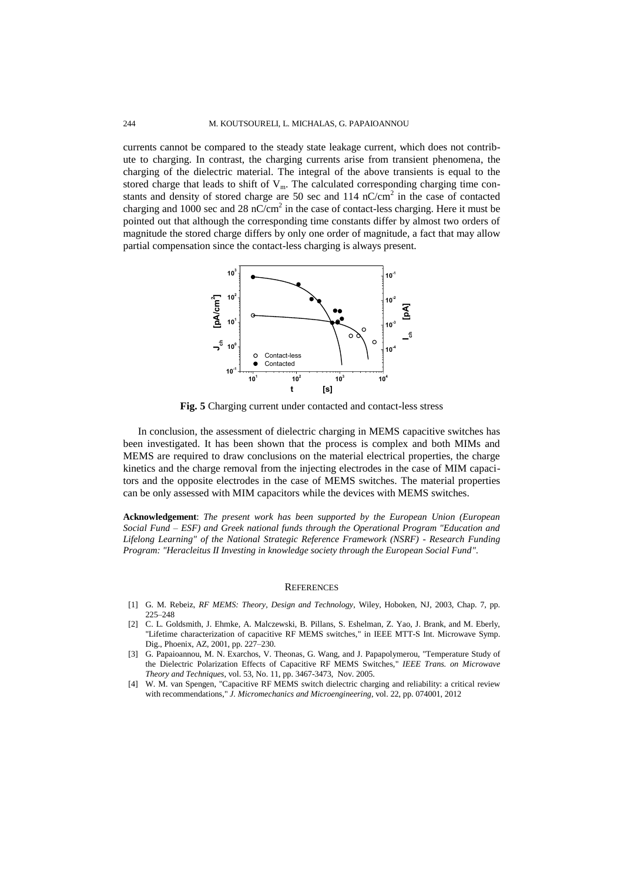currents cannot be compared to the steady state leakage current, which does not contribute to charging. In contrast, the charging currents arise from transient phenomena, the charging of the dielectric material. The integral of the above transients is equal to the stored charge that leads to shift of $V_m$. The calculated corresponding charging time constants and density of stored charge are 50 sec and 114 nC/cm$^2$ in the case of contacted charging and 1000 sec and 28 nC/cm$^2$ in the case of contact-less charging. Here it must be pointed out that although the corresponding time constants differ by almost two orders of magnitude the stored charge differs by only one order of magnitude, a fact that may allow partial compensation since the contact-less charging is always present.

**Fig. 5** Charging current under contacted and contact-less stress

In conclusion, the assessment of dielectric charging in MEMS capacitive switches has been investigated. It has been shown that the process is complex and both MIMs and MEMS are required to draw conclusions on the material electrical properties, the charge kinetics and the charge removal from the injecting electrodes in the case of MIM capacitors and the opposite electrodes in the case of MEMS switches. The material properties can be only assessed with MIM capacitors while the devices with MEMS switches.

**Acknowledgement**: *The present work has been supported by the European Union (European Social Fund – ESF) and Greek national funds through the Operational Program "Education and Lifelong Learning" of the National Strategic Reference Framework (NSRF) - Research Funding Program: "Heracleitus II Investing in knowledge society through the European Social Fund".*

## REFERENCES

[1] G. M. Rebeiz, *RF MEMS: Theory, Design and Technology*, Wiley, Hoboken, NJ, 2003, Chap. 7, pp. 225–248

[2] C. L. Goldsmith, J. Ehmke, A. Malczewski, B. Pillans, S. Eshelman, Z. Yao, J. Brank, and M. Eberly, "Lifetime characterization of capacitive RF MEMS switches," in IEEE MTT-S Int. Microwave Symp. Dig., Phoenix, AZ, 2001, pp. 227–230.

[3] G. Papaioannou, M. N. Exarchos, V. Theonas, G. Wang, and J. Papapolymerou, "Temperature Study of the Dielectric Polarization Effects of Capacitive RF MEMS Switches," *IEEE Trans. on Microwave Theory and Techniques*, vol. 53, No. 11, pp. 3467-3473, Nov. 2005.

[4] W. M. van Spengen, "Capacitive RF MEMS switch dielectric charging and reliability: a critical review with recommendations," *J. Micromechanics and Microengineering*, vol. 22, pp. 074001, 2012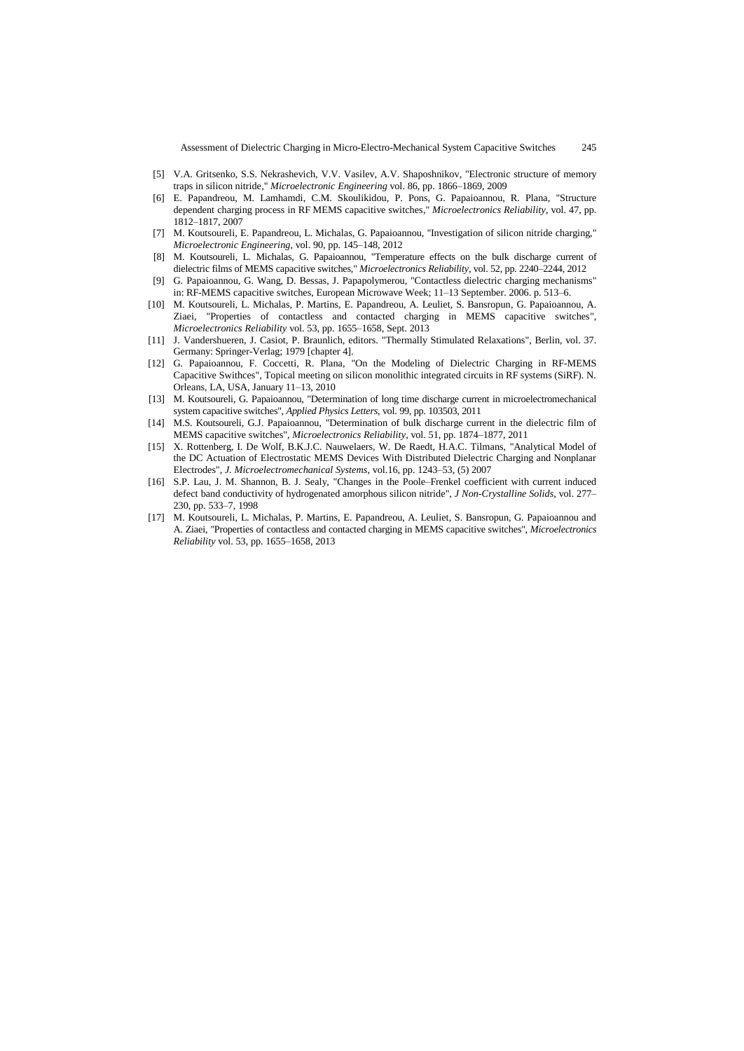[5] V.A. Gritsenko, S.S. Nekrashevich, V.V. Vasilev, A.V. Shaposhnikov, "Electronic structure of memory traps in silicon nitride," *Microelectronic Engineering* vol. 86, pp. 1866–1869, 2009

[6] E. Papandreou, M. Lamhamdi, C.M. Skoulikidou, P. Pons, G. Papaioannou, R. Plana, "Structure dependent charging process in RF MEMS capacitive switches," *Microelectronics Reliability*, vol. 47, pp. 1812–1817, 2007

[7] M. Koutsoureli, E. Papandreou, L. Michalas, G. Papaioannou, "Investigation of silicon nitride charging," *Microelectronic Engineering*, vol. 90, pp. 145–148, 2012

[8] M. Koutsoureli, L. Michalas, G. Papaioannou, "Temperature effects on the bulk discharge current of dielectric films of MEMS capacitive switches," *Microelectronics Reliability*, vol. 52, pp. 2240–2244, 2012

[9] G. Papaioannou, G. Wang, D. Bessas, J. Papapolymerou, "Contactless dielectric charging mechanisms" in: RF-MEMS capacitive switches, European Microwave Week; 11–13 September. 2006. p. 513–6.

[10] M. Koutsoureli, L. Michalas, P. Martins, E. Papandreou, A. Leuliet, S. Bansropun, G. Papaioannou, A. Ziaei, "Properties of contactless and contacted charging in MEMS capacitive switches", *Microelectronics Reliability* vol. 53, pp. 1655–1658, Sept. 2013

[11] J. Vandershueren, J. Casiot, P. Braunlich, editors. "Thermally Stimulated Relaxations", Berlin, vol. 37. Germany: Springer-Verlag; 1979 [chapter 4].

[12] G. Papaioannou, F. Coccetti, R. Plana, "On the Modeling of Dielectric Charging in RF-MEMS Capacitive Swithces", Topical meeting on silicon monolithic integrated circuits in RF systems (SiRF). N. Orleans, LA, USA, January 11–13, 2010

[13] M. Koutsoureli, G. Papaioannou, "Determination of long time discharge current in microelectromechanical system capacitive switches", *Applied Physics Letters*, vol. 99, pp. 103503, 2011

[14] M.S. Koutsoureli, G.J. Papaioannou, "Determination of bulk discharge current in the dielectric film of MEMS capacitive switches", *Microelectronics Reliability*, vol. 51, pp. 1874–1877, 2011

[15] X. Rottenberg, I. De Wolf, B.K.J.C. Nauwelaers, W. De Raedt, H.A.C. Tilmans, "Analytical Model of the DC Actuation of Electrostatic MEMS Devices With Distributed Dielectric Charging and Nonplanar Electrodes", *J. Microelectromechanical Systems*, vol.16, pp. 1243–53, (5) 2007

[16] S.P. Lau, J. M. Shannon, B. J. Sealy, "Changes in the Poole–Frenkel coefficient with current induced defect band conductivity of hydrogenated amorphous silicon nitride", *J Non-Crystalline Solids*, vol. 277–230, pp. 533–7, 1998

[17] M. Koutsoureli, L. Michalas, P. Martins, E. Papandreou, A. Leuliet, S. Bansropun, G. Papaioannou and A. Ziaei, "Properties of contactless and contacted charging in MEMS capacitive switches", *Microelectronics Reliability* vol. 53, pp. 1655–1658, 2013